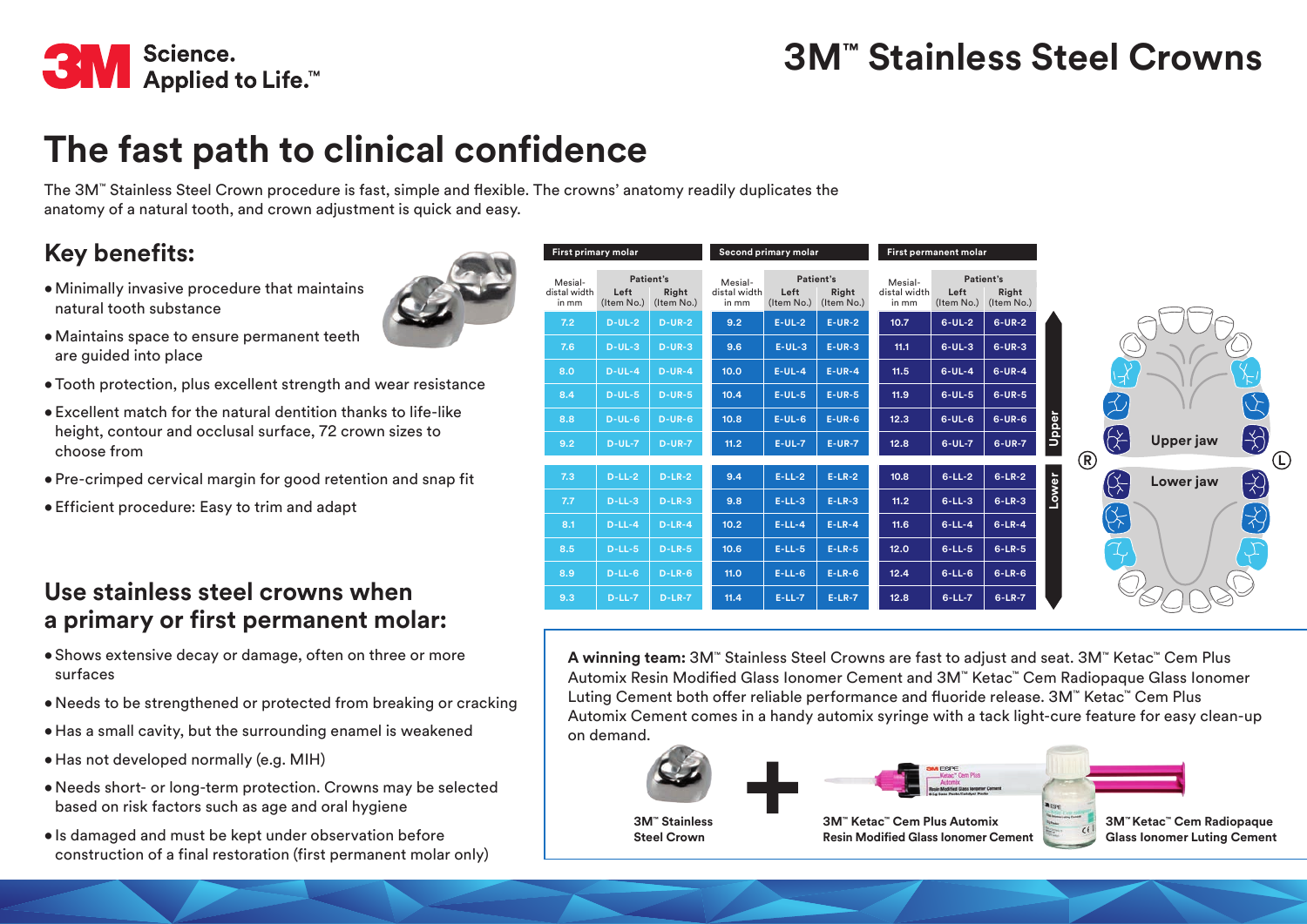# 3M™ Stainless Steel Crowns

Science. Applied to Life.™

# The fast path to clinical confidence

The 3M™ Stainless Steel Crown procedure is fast, simple and flexible. The crowns' anatomy readily duplicates the anatomy of a natural tooth, and crown adjustment is quick and easy.

## Key benefits:

- Minimally invasive procedure that maintains natural tooth substance
- Maintains space to ensure permanent teeth are guided into place
- Tooth protection, plus excellent strength and wear resistance
- Excellent match for the natural dentition thanks to life-like height, contour and occlusal surface, 72 crown sizes to choose from
- Pre-crimped cervical margin for good retention and snap fit
- Efficient procedure: Easy to trim and adapt

## Use stainless steel crowns when a primary or first permanent molar:

- Shows extensive decay or damage, often on three or more surfaces
- Needs to be strengthened or protected from breaking or cracking
- Has a small cavity, but the surrounding enamel is weakened
- Has not developed normally (e.g. MIH)
- Needs short- or long-term protection. Crowns may be selected based on risk factors such as age and oral hygiene
- Is damaged and must be kept under observation before construction of a final restoration (first permanent molar only)

| | First primary molar | | | Second primary molar | | | First permanent molar | | |
|---|---|---|---|---|---|---|---|---|---|
| | Mesial-distal width in mm | Patient's Left (Item No.) | Patient's Right (Item No.) | Mesial-distal width in mm | Patient's Left (Item No.) | Patient's Right (Item No.) | Mesial-distal width in mm | Patient's Left (Item No.) | Patient's Right (Item No.) |
| Upper | 7.2 | D-UL-2 | D-UR-2 | 9.2 | E-UL-2 | E-UR-2 | 10.7 | 6-UL-2 | 6-UR-2 |
| Upper | 7.6 | D-UL-3 | D-UR-3 | 9.6 | E-UL-3 | E-UR-3 | 11.1 | 6-UL-3 | 6-UR-3 |
| Upper | 8.0 | D-UL-4 | D-UR-4 | 10.0 | E-UL-4 | E-UR-4 | 11.5 | 6-UL-4 | 6-UR-4 |
| Upper | 8.4 | D-UL-5 | D-UR-5 | 10.4 | E-UL-5 | E-UR-5 | 11.9 | 6-UL-5 | 6-UR-5 |
| Upper | 8.8 | D-UL-6 | D-UR-6 | 10.8 | E-UL-6 | E-UR-6 | 12.3 | 6-UL-6 | 6-UR-6 |
| Upper | 9.2 | D-UL-7 | D-UR-7 | 11.2 | E-UL-7 | E-UR-7 | 12.8 | 6-UL-7 | 6-UR-7 |
| Lower | 7.3 | D-LL-2 | D-LR-2 | 9.4 | E-LL-2 | E-LR-2 | 10.8 | 6-LL-2 | 6-LR-2 |
| Lower | 7.7 | D-LL-3 | D-LR-3 | 9.8 | E-LL-3 | E-LR-3 | 11.2 | 6-LL-3 | 6-LR-3 |
| Lower | 8.1 | D-LL-4 | D-LR-4 | 10.2 | E-LL-4 | E-LR-4 | 11.6 | 6-LL-4 | 6-LR-4 |
| Lower | 8.5 | D-LL-5 | D-LR-5 | 10.6 | E-LL-5 | E-LR-5 | 12.0 | 6-LL-5 | 6-LR-5 |
| Lower | 8.9 | D-LL-6 | D-LR-6 | 11.0 | E-LL-6 | E-LR-6 | 12.4 | 6-LL-6 | 6-LR-6 |
| Lower | 9.3 | D-LL-7 | D-LR-7 | 11.4 | E-LL-7 | E-LR-7 | 12.8 | 6-LL-7 | 6-LR-7 |

Upper jaw — Lower jaw — R — L

**A winning team:** 3M™ Stainless Steel Crowns are fast to adjust and seat. 3M™ Ketac™ Cem Plus Automix Resin Modified Glass Ionomer Cement and 3M™ Ketac™ Cem Radiopaque Glass Ionomer Luting Cement both offer reliable performance and fluoride release. 3M™ Ketac™ Cem Plus Automix Cement comes in a handy automix syringe with a tack light-cure feature for easy clean-up on demand.

**3M™ Stainless Steel Crown** + **3M™ Ketac™ Cem Plus Automix Resin Modified Glass Ionomer Cement** / **3M™ Ketac™ Cem Radiopaque Glass Ionomer Luting Cement**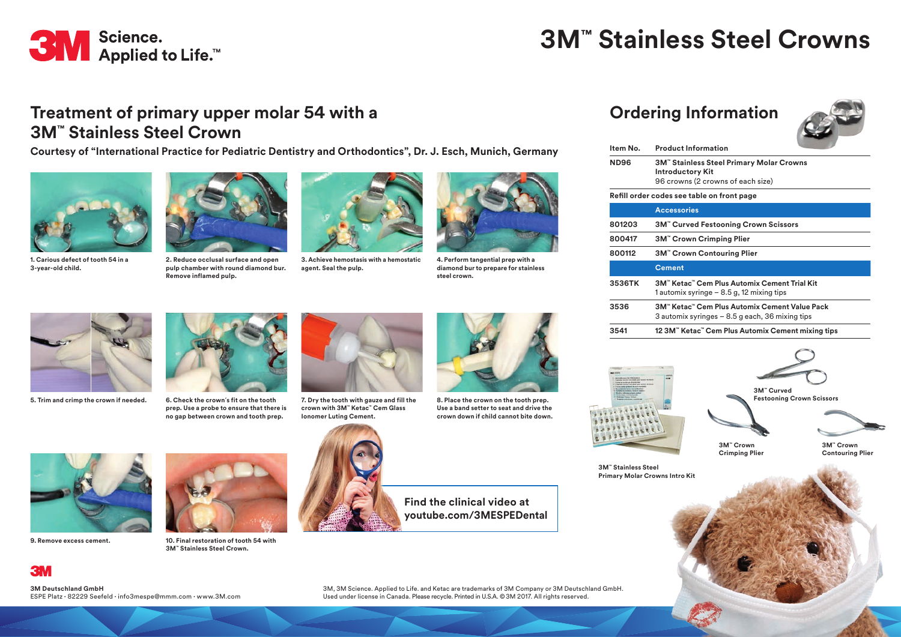# 3M™ Stainless Steel Crowns

## Treatment of primary upper molar 54 with a 3M™ Stainless Steel Crown

**Courtesy of "International Practice for Pediatric Dentistry and Orthodontics", Dr. J. Esch, Munich, Germany**

1. Carious defect of tooth 54 in a 3-year-old child.

2. Reduce occlusal surface and open pulp chamber with round diamond bur. Remove inflamed pulp.

3. Achieve hemostasis with a hemostatic agent. Seal the pulp.

4. Perform tangential prep with a diamond bur to prepare for stainless steel crown.

5. Trim and crimp the crown if needed.

6. Check the crown's fit on the tooth prep. Use a probe to ensure that there is no gap between crown and tooth prep.

7. Dry the tooth with gauze and fill the crown with 3M™ Ketac™ Cem Glass Ionomer Luting Cement.

8. Place the crown on the tooth prep. Use a band setter to seat and drive the crown down if child cannot bite down.

9. Remove excess cement.

10. Final restoration of tooth 54 with 3M™ Stainless Steel Crown.

**Find the clinical video at youtube.com/3MESPEDental**

## Ordering Information

| Item No. | Product Information |
|---|---|
| ND96 | **3M™ Stainless Steel Primary Molar Crowns Introductory Kit** 96 crowns (2 crowns of each size) |
| Refill order codes see table on front page | |
| | **Accessories** |
| 801203 | 3M™ Curved Festooning Crown Scissors |
| 800417 | 3M™ Crown Crimping Plier |
| 800112 | 3M™ Crown Contouring Plier |
| | **Cement** |
| 3536TK | **3M™ Ketac™ Cem Plus Automix Cement Trial Kit** 1 automix syringe – 8.5 g, 12 mixing tips |
| 3536 | **3M™ Ketac™ Cem Plus Automix Cement Value Pack** 3 automix syringes – 8.5 g each, 36 mixing tips |
| 3541 | 12 3M™ Ketac™ Cem Plus Automix Cement mixing tips |

3M™ Stainless Steel Primary Molar Crowns Intro Kit

3M™ Curved Festooning Crown Scissors

3M™ Crown Crimping Plier

3M™ Crown Contouring Plier

**3M Deutschland GmbH**
ESPE Platz · 82229 Seefeld · info3mespe@mmm.com · www.3M.com

3M, 3M Science. Applied to Life. and Ketac are trademarks of 3M Company or 3M Deutschland GmbH. Used under license in Canada. Please recycle. Printed in U.S.A. © 3M 2017. All rights reserved.